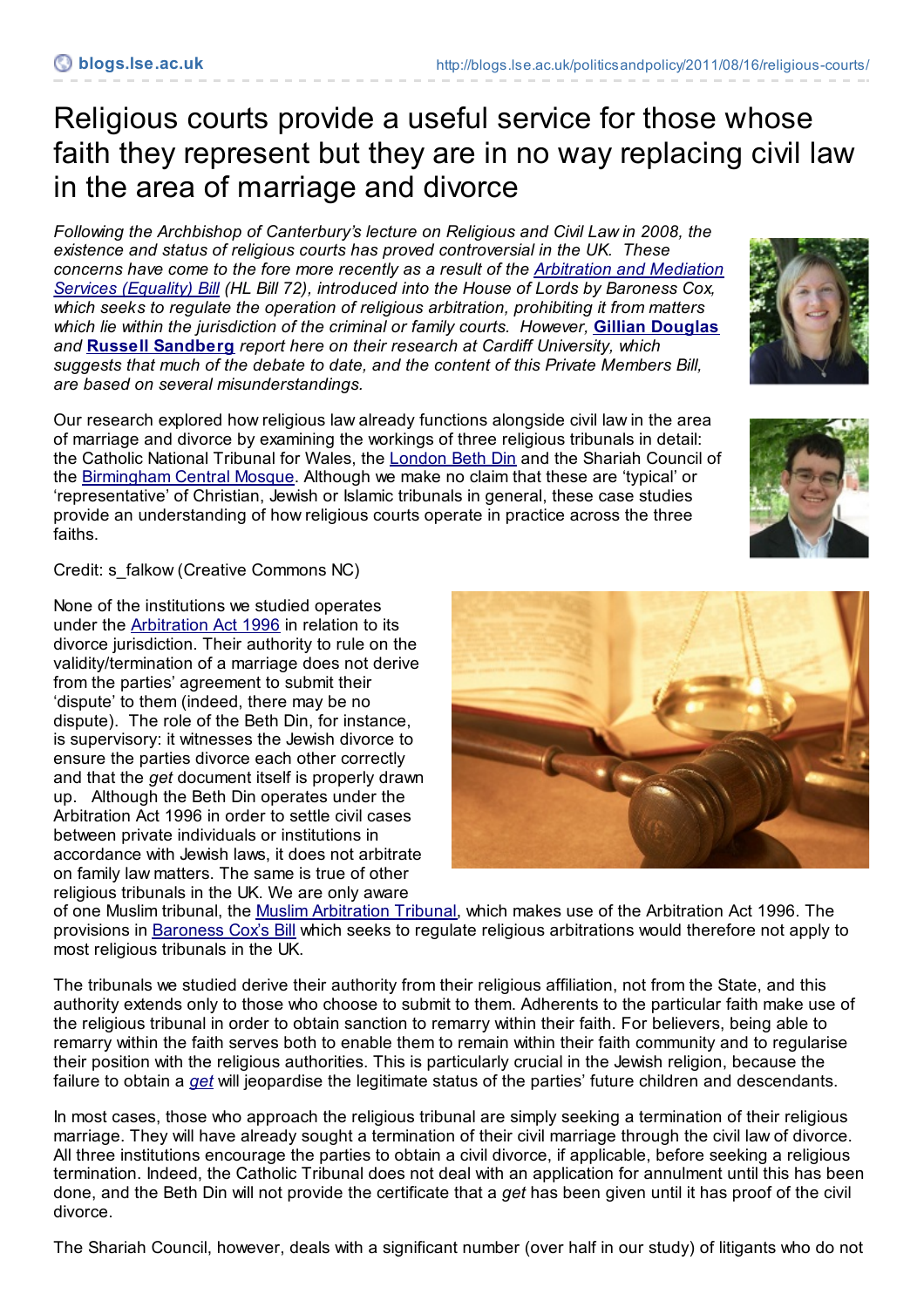# Religious courts provide a useful service for those whose faith they represent but they are in no way replacing civil law in the area of marriage and divorce

*Following the Archbishop of Canterbury's lecture on Religious and Civil Law in 2008, the existence and status of religious courts has proved controversial in the UK. These concerns have come to the fore more recently as a result of the Arbitration and Mediation Services (Equality) Bill (HL Bill 72), introduced into the House of Lords by Baroness Cox, which seeks to regulate the operation of religious arbitration, prohibiting it from matters which lie within the jurisdiction of the criminal or family courts. However,* **Gillian Douglas** *and* **Russell Sandberg** *report here on their research at Cardiff University, which suggests that much of the debate to date, and the content of this Private Members Bill, are based on several misunderstandings.*

Our research explored how religious law already functions alongside civil law in the area of marriage and divorce by examining the workings of three religious tribunals in detail: the Catholic National Tribunal for Wales, the London Beth Din and the Shariah Council of the Birmingham Central Mosque. Although we make no claim that these are 'typical' or 'representative' of Christian, Jewish or Islamic tribunals in general, these case studies provide an understanding of how religious courts operate in practice across the three faiths.

Credit: s_falkow (Creative Commons NC)

None of the institutions we studied operates under the Arbitration Act 1996 in relation to its divorce jurisdiction. Their authority to rule on the validity/termination of a marriage does not derive from the parties' agreement to submit their 'dispute' to them (indeed, there may be no dispute). The role of the Beth Din, for instance, is supervisory: it witnesses the Jewish divorce to ensure the parties divorce each other correctly and that the *get* document itself is properly drawn up. Although the Beth Din operates under the Arbitration Act 1996 in order to settle civil cases between private individuals or institutions in accordance with Jewish laws, it does not arbitrate on family law matters. The same is true of other religious tribunals in the UK. We are only aware of one Muslim tribunal, the Muslim Arbitration Tribunal, which makes use of the Arbitration Act 1996. The provisions in Baroness Cox's Bill which seeks to regulate religious arbitrations would therefore not apply to most religious tribunals in the UK.

The tribunals we studied derive their authority from their religious affiliation, not from the State, and this authority extends only to those who choose to submit to them. Adherents to the particular faith make use of the religious tribunal in order to obtain sanction to remarry within their faith. For believers, being able to remarry within the faith serves both to enable them to remain within their faith community and to regularise their position with the religious authorities. This is particularly crucial in the Jewish religion, because the failure to obtain a *get* will jeopardise the legitimate status of the parties' future children and descendants.

In most cases, those who approach the religious tribunal are simply seeking a termination of their religious marriage. They will have already sought a termination of their civil marriage through the civil law of divorce. All three institutions encourage the parties to obtain a civil divorce, if applicable, before seeking a religious termination. Indeed, the Catholic Tribunal does not deal with an application for annulment until this has been done, and the Beth Din will not provide the certificate that a *get* has been given until it has proof of the civil divorce.

The Shariah Council, however, deals with a significant number (over half in our study) of litigants who do not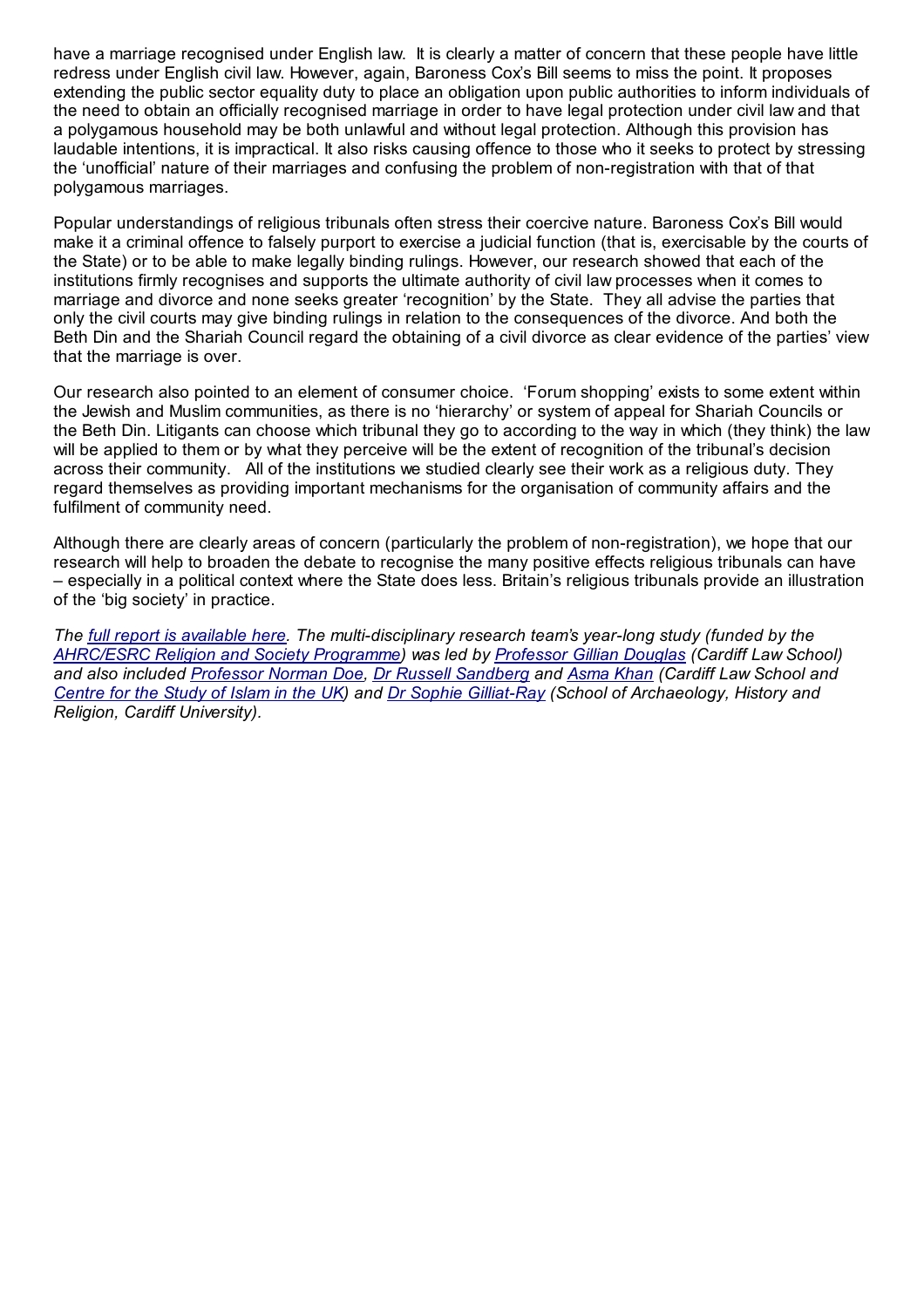have a marriage recognised under English law. It is clearly a matter of concern that these people have little redress under English civil law. However, again, Baroness Cox's Bill seems to miss the point. It proposes extending the public sector equality duty to place an obligation upon public authorities to inform individuals of the need to obtain an officially recognised marriage in order to have legal protection under civil law and that a polygamous household may be both unlawful and without legal protection. Although this provision has laudable intentions, it is impractical. It also risks causing offence to those who it seeks to protect by stressing the 'unofficial' nature of their marriages and confusing the problem of non-registration with that of that polygamous marriages.

Popular understandings of religious tribunals often stress their coercive nature. Baroness Cox's Bill would make it a criminal offence to falsely purport to exercise a judicial function (that is, exercisable by the courts of the State) or to be able to make legally binding rulings. However, our research showed that each of the institutions firmly recognises and supports the ultimate authority of civil law processes when it comes to marriage and divorce and none seeks greater 'recognition' by the State. They all advise the parties that only the civil courts may give binding rulings in relation to the consequences of the divorce. And both the Beth Din and the Shariah Council regard the obtaining of a civil divorce as clear evidence of the parties' view that the marriage is over.

Our research also pointed to an element of consumer choice. 'Forum shopping' exists to some extent within the Jewish and Muslim communities, as there is no 'hierarchy' or system of appeal for Shariah Councils or the Beth Din. Litigants can choose which tribunal they go to according to the way in which (they think) the law will be applied to them or by what they perceive will be the extent of recognition of the tribunal's decision across their community. All of the institutions we studied clearly see their work as a religious duty. They regard themselves as providing important mechanisms for the organisation of community affairs and the fulfilment of community need.

Although there are clearly areas of concern (particularly the problem of non-registration), we hope that our research will help to broaden the debate to recognise the many positive effects religious tribunals can have – especially in a political context where the State does less. Britain's religious tribunals provide an illustration of the 'big society' in practice.

*The full report is available here. The multi-disciplinary research team's year-long study (funded by the AHRC/ESRC Religion and Society Programme) was led by Professor Gillian Douglas (Cardiff Law School) and also included Professor Norman Doe, Dr Russell Sandberg and Asma Khan (Cardiff Law School and Centre for the Study of Islam in the UK) and Dr Sophie Gilliat-Ray (School of Archaeology, History and Religion, Cardiff University).*